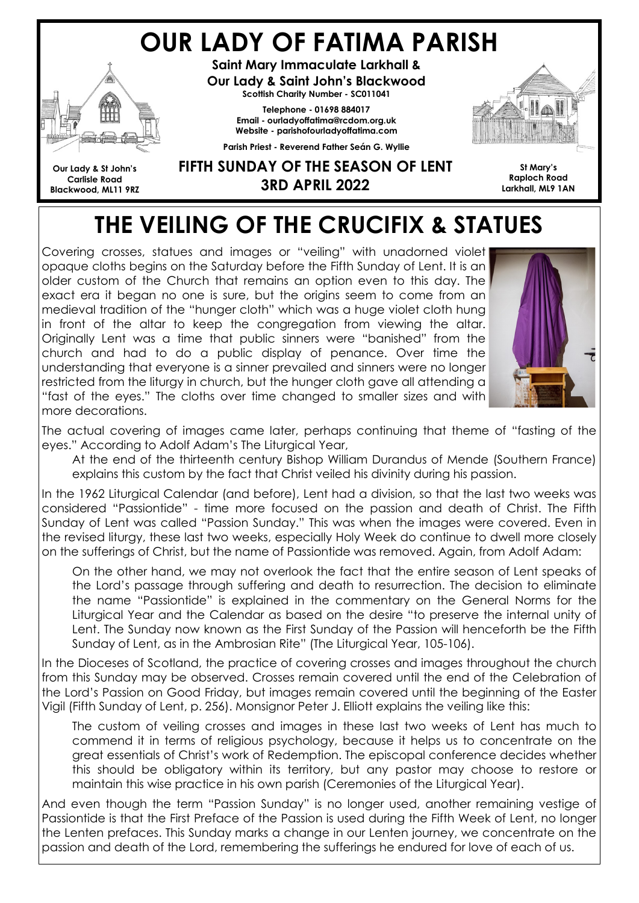# OUR LADY OF FATIMA PARISH

**Saint Mary Immaculate Larkhall &**
**Our Lady & Saint John's Blackwood**
**Scottish Charity Number - SC011041**

**Telephone - 01698 884017**
**Email - ourladyoffatima@rcdom.org.uk**
**Website - parishofourladyoffatima.com**

**Parish Priest - Reverend Father Seán G. Wyllie**

**Our Lady & St John's**
**Carlisle Road**
**Blackwood, ML11 9RZ**

**St Mary's**
**Raploch Road**
**Larkhall, ML9 1AN**

## FIFTH SUNDAY OF THE SEASON OF LENT
## 3RD APRIL 2022

# THE VEILING OF THE CRUCIFIX & STATUES

Covering crosses, statues and images or "veiling" with unadorned violet opaque cloths begins on the Saturday before the Fifth Sunday of Lent. It is an older custom of the Church that remains an option even to this day. The exact era it began no one is sure, but the origins seem to come from an medieval tradition of the "hunger cloth" which was a huge violet cloth hung in front of the altar to keep the congregation from viewing the altar. Originally Lent was a time that public sinners were "banished" from the church and had to do a public display of penance. Over time the understanding that everyone is a sinner prevailed and sinners were no longer restricted from the liturgy in church, but the hunger cloth gave all attending a "fast of the eyes." The cloths over time changed to smaller sizes and with more decorations.

The actual covering of images came later, perhaps continuing that theme of "fasting of the eyes." According to Adolf Adam's The Liturgical Year,

> At the end of the thirteenth century Bishop William Durandus of Mende (Southern France) explains this custom by the fact that Christ veiled his divinity during his passion.

In the 1962 Liturgical Calendar (and before), Lent had a division, so that the last two weeks was considered "Passiontide" - time more focused on the passion and death of Christ. The Fifth Sunday of Lent was called "Passion Sunday." This was when the images were covered. Even in the revised liturgy, these last two weeks, especially Holy Week do continue to dwell more closely on the sufferings of Christ, but the name of Passiontide was removed. Again, from Adolf Adam:

> On the other hand, we may not overlook the fact that the entire season of Lent speaks of the Lord's passage through suffering and death to resurrection. The decision to eliminate the name "Passiontide" is explained in the commentary on the General Norms for the Liturgical Year and the Calendar as based on the desire "to preserve the internal unity of Lent. The Sunday now known as the First Sunday of the Passion will henceforth be the Fifth Sunday of Lent, as in the Ambrosian Rite" (The Liturgical Year, 105-106).

In the Dioceses of Scotland, the practice of covering crosses and images throughout the church from this Sunday may be observed. Crosses remain covered until the end of the Celebration of the Lord's Passion on Good Friday, but images remain covered until the beginning of the Easter Vigil (Fifth Sunday of Lent, p. 256). Monsignor Peter J. Elliott explains the veiling like this:

> The custom of veiling crosses and images in these last two weeks of Lent has much to commend it in terms of religious psychology, because it helps us to concentrate on the great essentials of Christ's work of Redemption. The episcopal conference decides whether this should be obligatory within its territory, but any pastor may choose to restore or maintain this wise practice in his own parish (Ceremonies of the Liturgical Year).

And even though the term "Passion Sunday" is no longer used, another remaining vestige of Passiontide is that the First Preface of the Passion is used during the Fifth Week of Lent, no longer the Lenten prefaces. This Sunday marks a change in our Lenten journey, we concentrate on the passion and death of the Lord, remembering the sufferings he endured for love of each of us.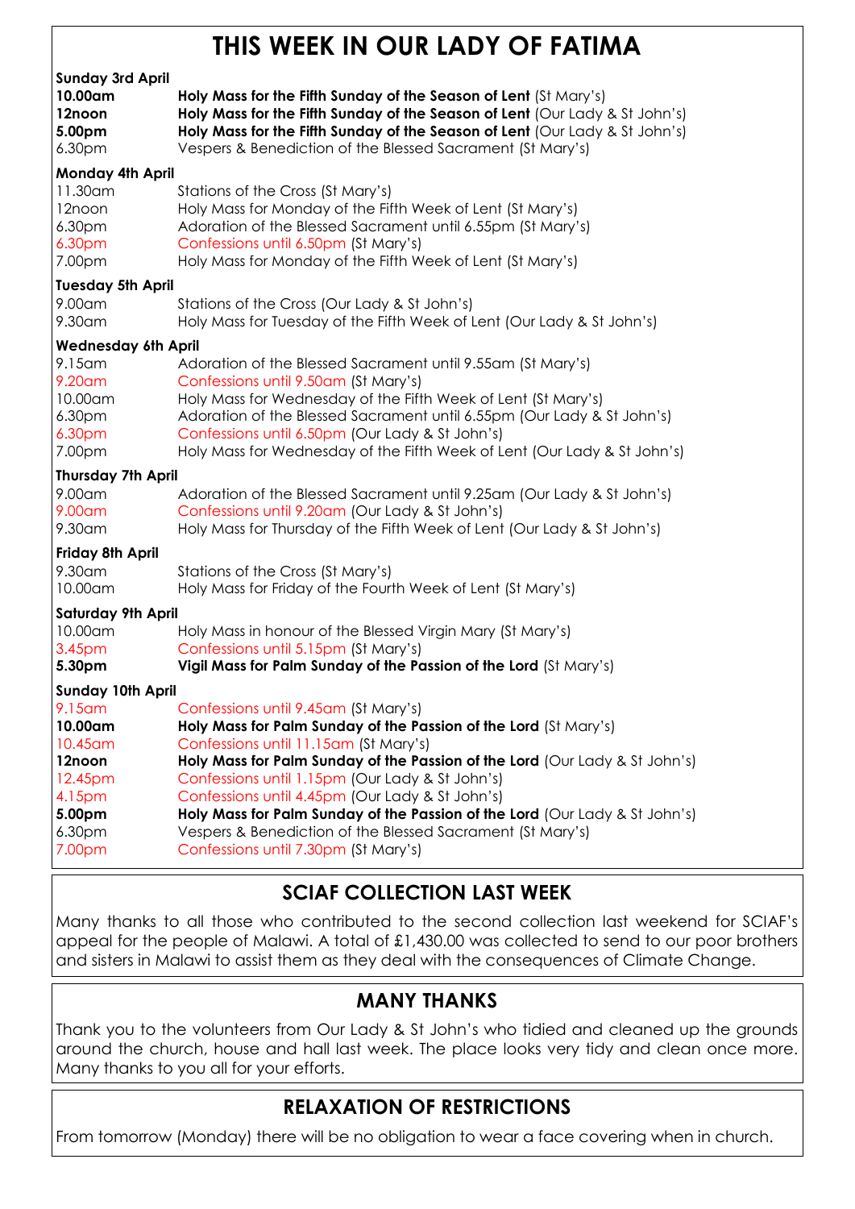# THIS WEEK IN OUR LADY OF FATIMA

**Sunday 3rd April**

| | |
|---|---|
| **10.00am** | **Holy Mass for the Fifth Sunday of the Season of Lent** (St Mary's) |
| **12noon** | **Holy Mass for the Fifth Sunday of the Season of Lent** (Our Lady & St John's) |
| **5.00pm** | **Holy Mass for the Fifth Sunday of the Season of Lent** (Our Lady & St John's) |
| 6.30pm | Vespers & Benediction of the Blessed Sacrament (St Mary's) |

**Monday 4th April**

| | |
|---|---|
| 11.30am | Stations of the Cross (St Mary's) |
| 12noon | Holy Mass for Monday of the Fifth Week of Lent (St Mary's) |
| 6.30pm | Adoration of the Blessed Sacrament until 6.55pm (St Mary's) |
| 6.30pm | Confessions until 6.50pm (St Mary's) |
| 7.00pm | Holy Mass for Monday of the Fifth Week of Lent (St Mary's) |

**Tuesday 5th April**

| | |
|---|---|
| 9.00am | Stations of the Cross (Our Lady & St John's) |
| 9.30am | Holy Mass for Tuesday of the Fifth Week of Lent (Our Lady & St John's) |

**Wednesday 6th April**

| | |
|---|---|
| 9.15am | Adoration of the Blessed Sacrament until 9.55am (St Mary's) |
| 9.20am | Confessions until 9.50am (St Mary's) |
| 10.00am | Holy Mass for Wednesday of the Fifth Week of Lent (St Mary's) |
| 6.30pm | Adoration of the Blessed Sacrament until 6.55pm (Our Lady & St John's) |
| 6.30pm | Confessions until 6.50pm (Our Lady & St John's) |
| 7.00pm | Holy Mass for Wednesday of the Fifth Week of Lent (Our Lady & St John's) |

**Thursday 7th April**

| | |
|---|---|
| 9.00am | Adoration of the Blessed Sacrament until 9.25am (Our Lady & St John's) |
| 9.00am | Confessions until 9.20am (Our Lady & St John's) |
| 9.30am | Holy Mass for Thursday of the Fifth Week of Lent (Our Lady & St John's) |

**Friday 8th April**

| | |
|---|---|
| 9.30am | Stations of the Cross (St Mary's) |
| 10.00am | Holy Mass for Friday of the Fourth Week of Lent (St Mary's) |

**Saturday 9th April**

| | |
|---|---|
| 10.00am | Holy Mass in honour of the Blessed Virgin Mary (St Mary's) |
| 3.45pm | Confessions until 5.15pm (St Mary's) |
| **5.30pm** | **Vigil Mass for Palm Sunday of the Passion of the Lord** (St Mary's) |

**Sunday 10th April**

| | |
|---|---|
| 9.15am | Confessions until 9.45am (St Mary's) |
| **10.00am** | **Holy Mass for Palm Sunday of the Passion of the Lord** (St Mary's) |
| 10.45am | Confessions until 11.15am (St Mary's) |
| **12noon** | **Holy Mass for Palm Sunday of the Passion of the Lord** (Our Lady & St John's) |
| 12.45pm | Confessions until 1.15pm (Our Lady & St John's) |
| 4.15pm | Confessions until 4.45pm (Our Lady & St John's) |
| **5.00pm** | **Holy Mass for Palm Sunday of the Passion of the Lord** (Our Lady & St John's) |
| 6.30pm | Vespers & Benediction of the Blessed Sacrament (St Mary's) |
| 7.00pm | Confessions until 7.30pm (St Mary's) |

## SCIAF COLLECTION LAST WEEK

Many thanks to all those who contributed to the second collection last weekend for SCIAF's appeal for the people of Malawi. A total of £1,430.00 was collected to send to our poor brothers and sisters in Malawi to assist them as they deal with the consequences of Climate Change.

## MANY THANKS

Thank you to the volunteers from Our Lady & St John's who tidied and cleaned up the grounds around the church, house and hall last week. The place looks very tidy and clean once more. Many thanks to you all for your efforts.

## RELAXATION OF RESTRICTIONS

From tomorrow (Monday) there will be no obligation to wear a face covering when in church.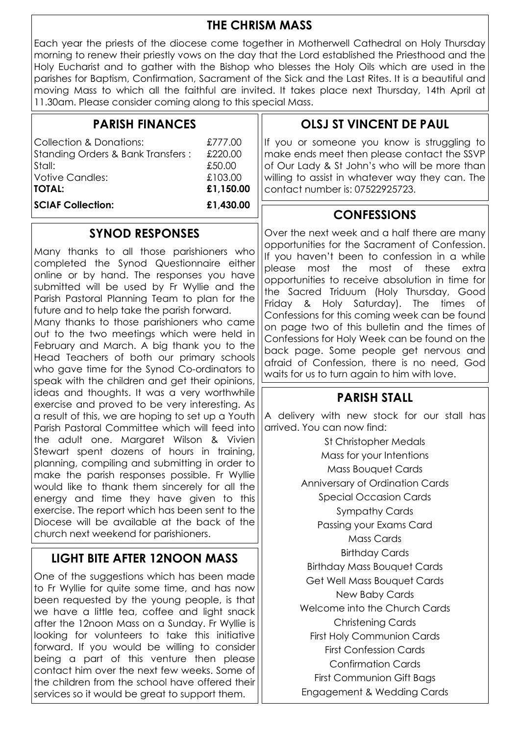## THE CHRISM MASS

Each year the priests of the diocese come together in Motherwell Cathedral on Holy Thursday morning to renew their priestly vows on the day that the Lord established the Priesthood and the Holy Eucharist and to gather with the Bishop who blesses the Holy Oils which are used in the parishes for Baptism, Confirmation, Sacrament of the Sick and the Last Rites. It is a beautiful and moving Mass to which all the faithful are invited. It takes place next Thursday, 14th April at 11.30am. Please consider coming along to this special Mass.

## PARISH FINANCES

| | |
|---|---|
| Collection & Donations: | £777.00 |
| Standing Orders & Bank Transfers : | £220.00 |
| Stall: | £50.00 |
| Votive Candles: | £103.00 |
| **TOTAL:** | **£1,150.00** |
| **SCIAF Collection:** | **£1,430.00** |

## SYNOD RESPONSES

Many thanks to all those parishioners who completed the Synod Questionnaire either online or by hand. The responses you have submitted will be used by Fr Wyllie and the Parish Pastoral Planning Team to plan for the future and to help take the parish forward.

Many thanks to those parishioners who came out to the two meetings which were held in February and March. A big thank you to the Head Teachers of both our primary schools who gave time for the Synod Co-ordinators to speak with the children and get their opinions, ideas and thoughts. It was a very worthwhile exercise and proved to be very interesting. As a result of this, we are hoping to set up a Youth Parish Pastoral Committee which will feed into the adult one. Margaret Wilson & Vivien Stewart spent dozens of hours in training, planning, compiling and submitting in order to make the parish responses possible. Fr Wyllie would like to thank them sincerely for all the energy and time they have given to this exercise. The report which has been sent to the Diocese will be available at the back of the church next weekend for parishioners.

## LIGHT BITE AFTER 12NOON MASS

One of the suggestions which has been made to Fr Wyllie for quite some time, and has now been requested by the young people, is that we have a little tea, coffee and light snack after the 12noon Mass on a Sunday. Fr Wyllie is looking for volunteers to take this initiative forward. If you would be willing to consider being a part of this venture then please contact him over the next few weeks. Some of the children from the school have offered their services so it would be great to support them.

## OLSJ ST VINCENT DE PAUL

If you or someone you know is struggling to make ends meet then please contact the SSVP of Our Lady & St John's who will be more than willing to assist in whatever way they can. The contact number is: 07522925723.

## CONFESSIONS

Over the next week and a half there are many opportunities for the Sacrament of Confession. If you haven't been to confession in a while please most the most of these extra opportunities to receive absolution in time for the Sacred Triduum (Holy Thursday, Good Friday & Holy Saturday). The times of Confessions for this coming week can be found on page two of this bulletin and the times of Confessions for Holy Week can be found on the back page. Some people get nervous and afraid of Confession, there is no need, God waits for us to turn again to him with love.

## PARISH STALL

A delivery with new stock for our stall has arrived. You can now find:

St Christopher Medals
Mass for your Intentions
Mass Bouquet Cards
Anniversary of Ordination Cards
Special Occasion Cards
Sympathy Cards
Passing your Exams Card
Mass Cards
Birthday Cards
Birthday Mass Bouquet Cards
Get Well Mass Bouquet Cards
New Baby Cards
Welcome into the Church Cards
Christening Cards
First Holy Communion Cards
First Confession Cards
Confirmation Cards
First Communion Gift Bags
Engagement & Wedding Cards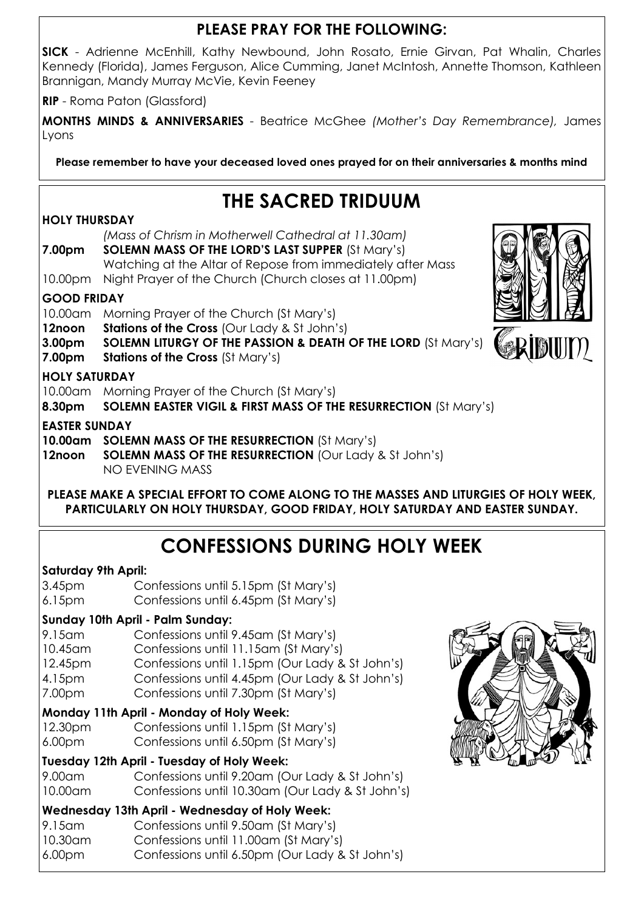## PLEASE PRAY FOR THE FOLLOWING:

**SICK** - Adrienne McEnhill, Kathy Newbound, John Rosato, Ernie Girvan, Pat Whalin, Charles Kennedy (Florida), James Ferguson, Alice Cumming, Janet McIntosh, Annette Thomson, Kathleen Brannigan, Mandy Murray McVie, Kevin Feeney

**RIP** - Roma Paton (Glassford)

**MONTHS MINDS & ANNIVERSARIES** - Beatrice McGhee *(Mother's Day Remembrance),* James Lyons

**Please remember to have your deceased loved ones prayed for on their anniversaries & months mind**

# THE SACRED TRIDUUM

**HOLY THURSDAY**

*(Mass of Chrism in Motherwell Cathedral at 11.30am)*

**7.00pm** **SOLEMN MASS OF THE LORD'S LAST SUPPER** (St Mary's)
Watching at the Altar of Repose from immediately after Mass

10.00pm Night Prayer of the Church (Church closes at 11.00pm)

**GOOD FRIDAY**

10.00am Morning Prayer of the Church (St Mary's)

**12noon** **Stations of the Cross** (Our Lady & St John's)

**3.00pm** **SOLEMN LITURGY OF THE PASSION & DEATH OF THE LORD** (St Mary's)

**7.00pm** **Stations of the Cross** (St Mary's)

**HOLY SATURDAY**

10.00am Morning Prayer of the Church (St Mary's)

**8.30pm** **SOLEMN EASTER VIGIL & FIRST MASS OF THE RESURRECTION** (St Mary's)

**EASTER SUNDAY**

**10.00am** **SOLEMN MASS OF THE RESURRECTION** (St Mary's)

**12noon** **SOLEMN MASS OF THE RESURRECTION** (Our Lady & St John's)
NO EVENING MASS

**PLEASE MAKE A SPECIAL EFFORT TO COME ALONG TO THE MASSES AND LITURGIES OF HOLY WEEK, PARTICULARLY ON HOLY THURSDAY, GOOD FRIDAY, HOLY SATURDAY AND EASTER SUNDAY.**

# CONFESSIONS DURING HOLY WEEK

**Saturday 9th April:**

3.45pm Confessions until 5.15pm (St Mary's)
6.15pm Confessions until 6.45pm (St Mary's)

**Sunday 10th April - Palm Sunday:**

9.15am Confessions until 9.45am (St Mary's)
10.45am Confessions until 11.15am (St Mary's)
12.45pm Confessions until 1.15pm (Our Lady & St John's)
4.15pm Confessions until 4.45pm (Our Lady & St John's)
7.00pm Confessions until 7.30pm (St Mary's)

**Monday 11th April - Monday of Holy Week:**

12.30pm Confessions until 1.15pm (St Mary's)
6.00pm Confessions until 6.50pm (St Mary's)

**Tuesday 12th April - Tuesday of Holy Week:**

9.00am Confessions until 9.20am (Our Lady & St John's)
10.00am Confessions until 10.30am (Our Lady & St John's)

**Wednesday 13th April - Wednesday of Holy Week:**

9.15am Confessions until 9.50am (St Mary's)
10.30am Confessions until 11.00am (St Mary's)
6.00pm Confessions until 6.50pm (Our Lady & St John's)